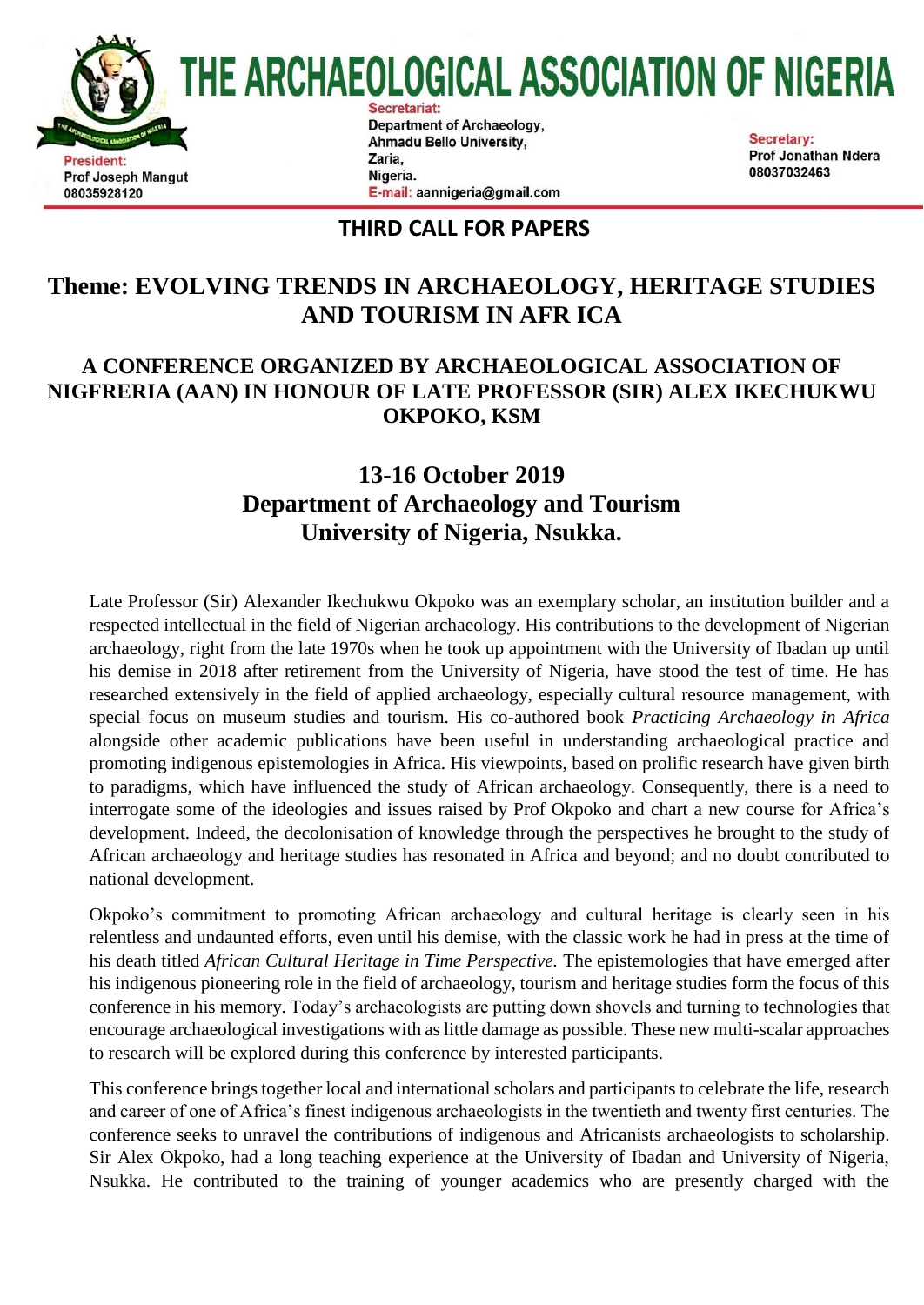# THE ARCHAEOLOGICAL ASSOCIATION OF NIGERIA

**President:**
Prof Joseph Mangut
08035928120

**Secretariat:**
Department of Archaeology,
Ahmadu Bello University,
Zaria,
Nigeria.
E-mail: aannigeria@gmail.com

**Secretary:**
Prof Jonathan Ndera
08037032463

**THIRD CALL FOR PAPERS**

## Theme: EVOLVING TRENDS IN ARCHAEOLOGY, HERITAGE STUDIES AND TOURISM IN AFR ICA

### A CONFERENCE ORGANIZED BY ARCHAEOLOGICAL ASSOCIATION OF NIGFRERIA (AAN) IN HONOUR OF LATE PROFESSOR (SIR) ALEX IKECHUKWU OKPOKO, KSM

### 13-16 October 2019
### Department of Archaeology and Tourism
### University of Nigeria, Nsukka.

Late Professor (Sir) Alexander Ikechukwu Okpoko was an exemplary scholar, an institution builder and a respected intellectual in the field of Nigerian archaeology. His contributions to the development of Nigerian archaeology, right from the late 1970s when he took up appointment with the University of Ibadan up until his demise in 2018 after retirement from the University of Nigeria, have stood the test of time. He has researched extensively in the field of applied archaeology, especially cultural resource management, with special focus on museum studies and tourism. His co-authored book *Practicing Archaeology in Africa* alongside other academic publications have been useful in understanding archaeological practice and promoting indigenous epistemologies in Africa. His viewpoints, based on prolific research have given birth to paradigms, which have influenced the study of African archaeology. Consequently, there is a need to interrogate some of the ideologies and issues raised by Prof Okpoko and chart a new course for Africa's development. Indeed, the decolonisation of knowledge through the perspectives he brought to the study of African archaeology and heritage studies has resonated in Africa and beyond; and no doubt contributed to national development.

Okpoko's commitment to promoting African archaeology and cultural heritage is clearly seen in his relentless and undaunted efforts, even until his demise, with the classic work he had in press at the time of his death titled *African Cultural Heritage in Time Perspective.* The epistemologies that have emerged after his indigenous pioneering role in the field of archaeology, tourism and heritage studies form the focus of this conference in his memory. Today's archaeologists are putting down shovels and turning to technologies that encourage archaeological investigations with as little damage as possible. These new multi-scalar approaches to research will be explored during this conference by interested participants.

This conference brings together local and international scholars and participants to celebrate the life, research and career of one of Africa's finest indigenous archaeologists in the twentieth and twenty first centuries. The conference seeks to unravel the contributions of indigenous and Africanists archaeologists to scholarship. Sir Alex Okpoko, had a long teaching experience at the University of Ibadan and University of Nigeria, Nsukka. He contributed to the training of younger academics who are presently charged with the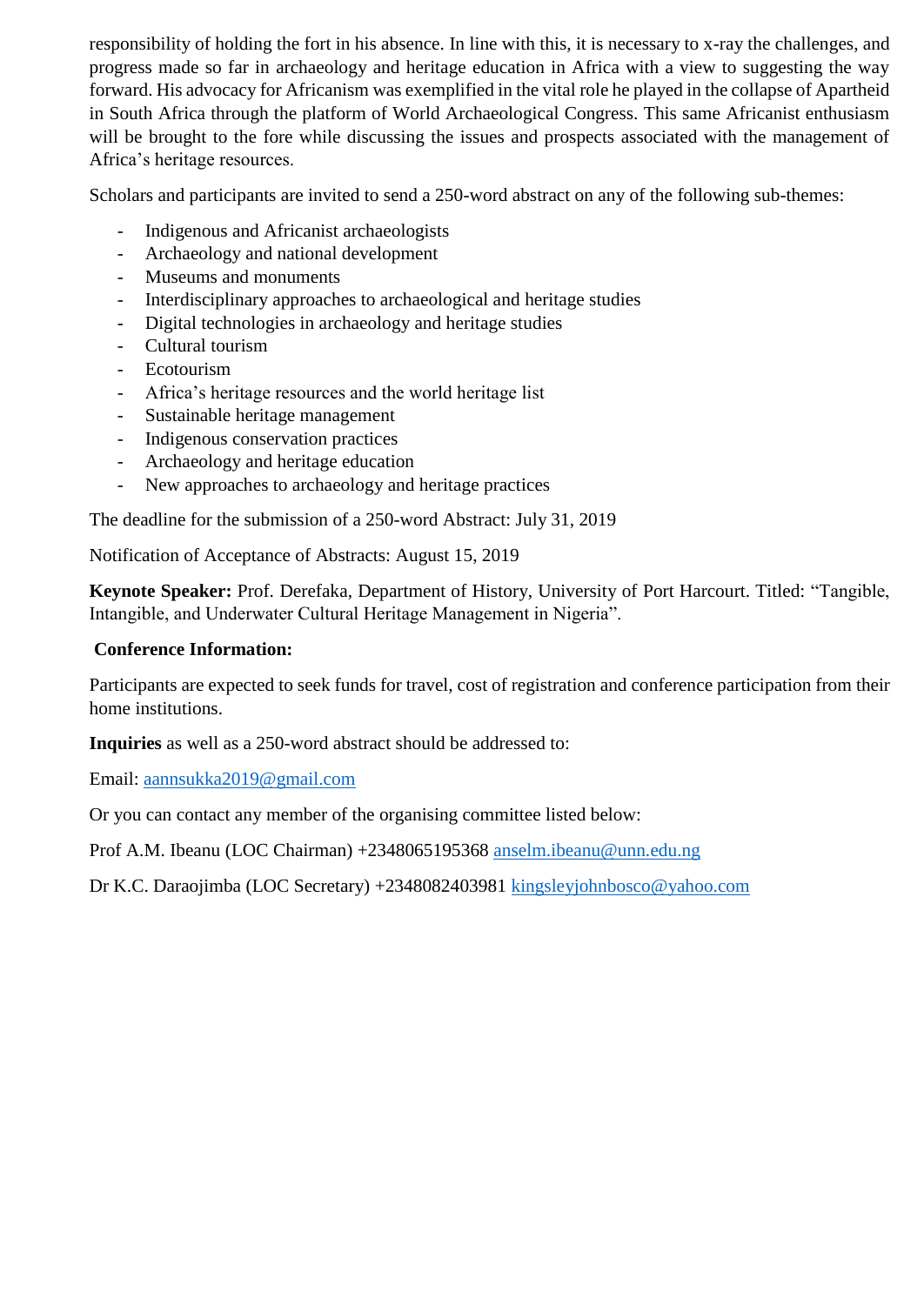responsibility of holding the fort in his absence. In line with this, it is necessary to x-ray the challenges, and progress made so far in archaeology and heritage education in Africa with a view to suggesting the way forward. His advocacy for Africanism was exemplified in the vital role he played in the collapse of Apartheid in South Africa through the platform of World Archaeological Congress. This same Africanist enthusiasm will be brought to the fore while discussing the issues and prospects associated with the management of Africa's heritage resources.

Scholars and participants are invited to send a 250-word abstract on any of the following sub-themes:

- Indigenous and Africanist archaeologists
- Archaeology and national development
- Museums and monuments
- Interdisciplinary approaches to archaeological and heritage studies
- Digital technologies in archaeology and heritage studies
- Cultural tourism
- Ecotourism
- Africa's heritage resources and the world heritage list
- Sustainable heritage management
- Indigenous conservation practices
- Archaeology and heritage education
- New approaches to archaeology and heritage practices

The deadline for the submission of a 250-word Abstract: July 31, 2019

Notification of Acceptance of Abstracts: August 15, 2019

**Keynote Speaker:** Prof. Derefaka, Department of History, University of Port Harcourt. Titled: "Tangible, Intangible, and Underwater Cultural Heritage Management in Nigeria".

**Conference Information:**

Participants are expected to seek funds for travel, cost of registration and conference participation from their home institutions.

**Inquiries** as well as a 250-word abstract should be addressed to:

Email: aannsukka2019@gmail.com

Or you can contact any member of the organising committee listed below:

Prof A.M. Ibeanu (LOC Chairman) +2348065195368 anselm.ibeanu@unn.edu.ng

Dr K.C. Daraojimba (LOC Secretary) +2348082403981 kingsleyjohnbosco@yahoo.com